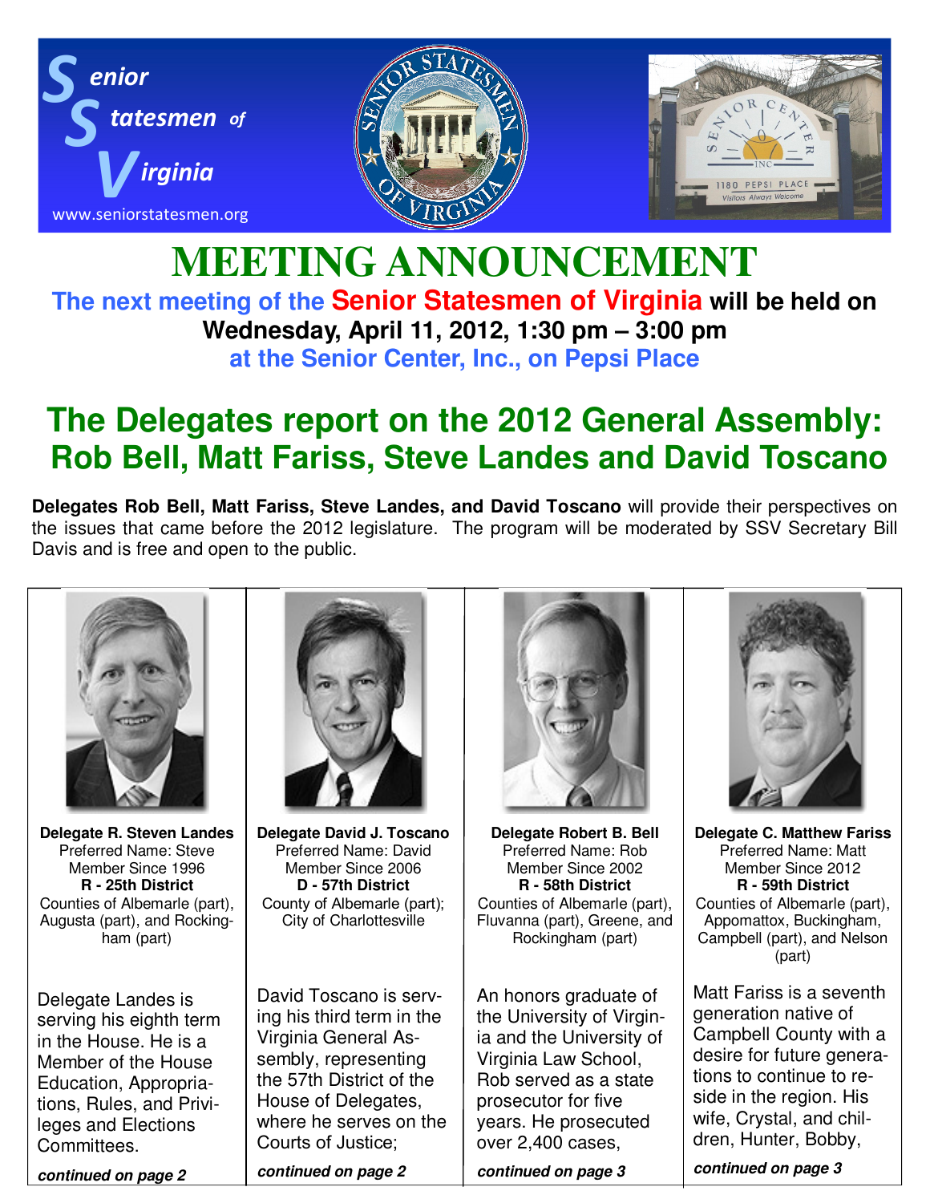**Senior Statesmen of Virginia**

www.seniorstatesmen.org

# MEETING ANNOUNCEMENT

**The next meeting of the Senior Statesmen of Virginia will be held on Wednesday, April 11, 2012, 1:30 pm – 3:00 pm at the Senior Center, Inc., on Pepsi Place**

## The Delegates report on the 2012 General Assembly: Rob Bell, Matt Fariss, Steve Landes and David Toscano

**Delegates Rob Bell, Matt Fariss, Steve Landes, and David Toscano** will provide their perspectives on the issues that came before the 2012 legislature. The program will be moderated by SSV Secretary Bill Davis and is free and open to the public.

**Delegate R. Steven Landes**
Preferred Name: Steve
Member Since 1996
**R - 25th District**
Counties of Albemarle (part), Augusta (part), and Rockingham (part)

Delegate Landes is serving his eighth term in the House. He is a Member of the House Education, Appropriations, Rules, and Privileges and Elections Committees.

***continued on page 2***

**Delegate David J. Toscano**
Preferred Name: David
Member Since 2006
**D - 57th District**
County of Albemarle (part); City of Charlottesville

David Toscano is serving his third term in the Virginia General Assembly, representing the 57th District of the House of Delegates, where he serves on the Courts of Justice;

***continued on page 2***

**Delegate Robert B. Bell**
Preferred Name: Rob
Member Since 2002
**R - 58th District**
Counties of Albemarle (part), Fluvanna (part), Greene, and Rockingham (part)

An honors graduate of the University of Virginia and the University of Virginia Law School, Rob served as a state prosecutor for five years. He prosecuted over 2,400 cases,

***continued on page 3***

**Delegate C. Matthew Fariss**
Preferred Name: Matt
Member Since 2012
**R - 59th District**
Counties of Albemarle (part), Appomattox, Buckingham, Campbell (part), and Nelson (part)

Matt Fariss is a seventh generation native of Campbell County with a desire for future generations to continue to reside in the region. His wife, Crystal, and children, Hunter, Bobby,

***continued on page 3***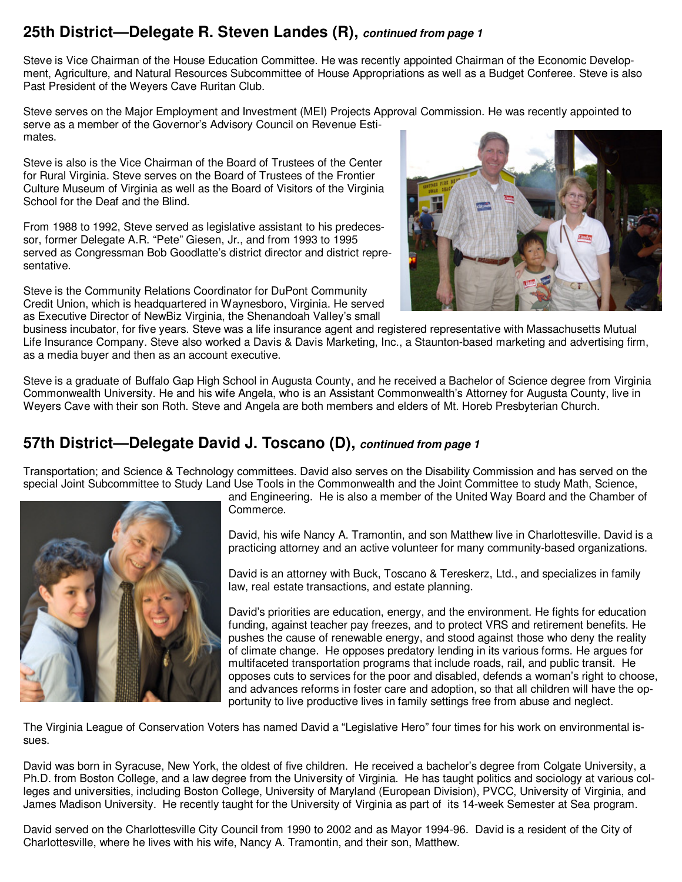## 25th District—Delegate R. Steven Landes (R), *continued from page 1*

Steve is Vice Chairman of the House Education Committee. He was recently appointed Chairman of the Economic Development, Agriculture, and Natural Resources Subcommittee of House Appropriations as well as a Budget Conferee. Steve is also Past President of the Weyers Cave Ruritan Club.

Steve serves on the Major Employment and Investment (MEI) Projects Approval Commission. He was recently appointed to serve as a member of the Governor's Advisory Council on Revenue Estimates.

Steve is also is the Vice Chairman of the Board of Trustees of the Center for Rural Virginia. Steve serves on the Board of Trustees of the Frontier Culture Museum of Virginia as well as the Board of Visitors of the Virginia School for the Deaf and the Blind.

From 1988 to 1992, Steve served as legislative assistant to his predecessor, former Delegate A.R. "Pete" Giesen, Jr., and from 1993 to 1995 served as Congressman Bob Goodlatte's district director and district representative.

Steve is the Community Relations Coordinator for DuPont Community Credit Union, which is headquartered in Waynesboro, Virginia. He served as Executive Director of NewBiz Virginia, the Shenandoah Valley's small business incubator, for five years. Steve was a life insurance agent and registered representative with Massachusetts Mutual Life Insurance Company. Steve also worked a Davis & Davis Marketing, Inc., a Staunton-based marketing and advertising firm, as a media buyer and then as an account executive.

Steve is a graduate of Buffalo Gap High School in Augusta County, and he received a Bachelor of Science degree from Virginia Commonwealth University. He and his wife Angela, who is an Assistant Commonwealth's Attorney for Augusta County, live in Weyers Cave with their son Roth. Steve and Angela are both members and elders of Mt. Horeb Presbyterian Church.

## 57th District—Delegate David J. Toscano (D), *continued from page 1*

Transportation; and Science & Technology committees. David also serves on the Disability Commission and has served on the special Joint Subcommittee to Study Land Use Tools in the Commonwealth and the Joint Committee to study Math, Science, and Engineering. He is also a member of the United Way Board and the Chamber of Commerce.

David, his wife Nancy A. Tramontin, and son Matthew live in Charlottesville. David is a practicing attorney and an active volunteer for many community-based organizations.

David is an attorney with Buck, Toscano & Tereskerz, Ltd., and specializes in family law, real estate transactions, and estate planning.

David's priorities are education, energy, and the environment. He fights for education funding, against teacher pay freezes, and to protect VRS and retirement benefits. He pushes the cause of renewable energy, and stood against those who deny the reality of climate change. He opposes predatory lending in its various forms. He argues for multifaceted transportation programs that include roads, rail, and public transit. He opposes cuts to services for the poor and disabled, defends a woman's right to choose, and advances reforms in foster care and adoption, so that all children will have the opportunity to live productive lives in family settings free from abuse and neglect.

The Virginia League of Conservation Voters has named David a "Legislative Hero" four times for his work on environmental issues.

David was born in Syracuse, New York, the oldest of five children. He received a bachelor's degree from Colgate University, a Ph.D. from Boston College, and a law degree from the University of Virginia. He has taught politics and sociology at various colleges and universities, including Boston College, University of Maryland (European Division), PVCC, University of Virginia, and James Madison University. He recently taught for the University of Virginia as part of its 14-week Semester at Sea program.

David served on the Charlottesville City Council from 1990 to 2002 and as Mayor 1994-96. David is a resident of the City of Charlottesville, where he lives with his wife, Nancy A. Tramontin, and their son, Matthew.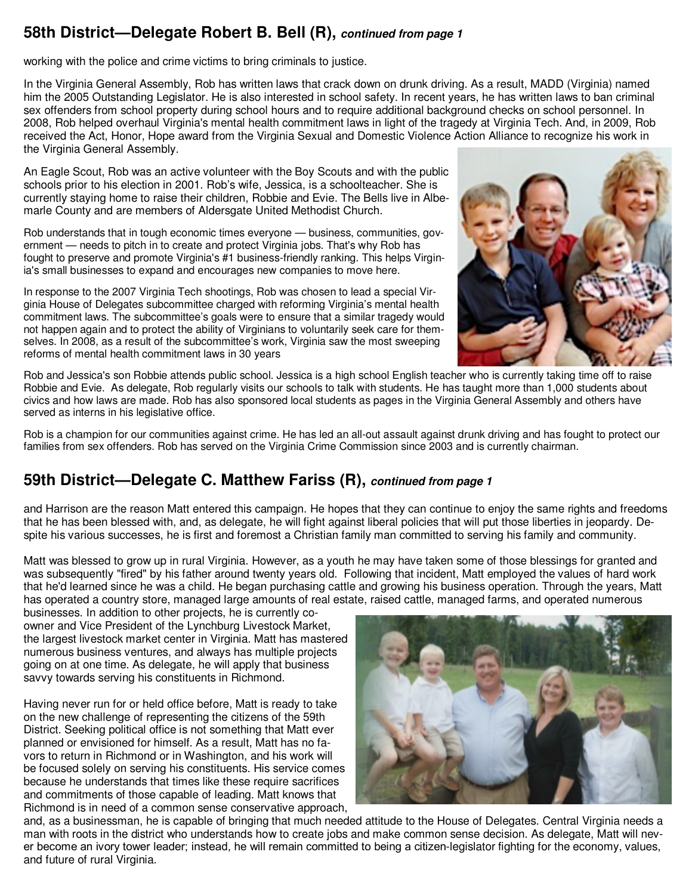## 58th District—Delegate Robert B. Bell (R), *continued from page 1*

working with the police and crime victims to bring criminals to justice.

In the Virginia General Assembly, Rob has written laws that crack down on drunk driving. As a result, MADD (Virginia) named him the 2005 Outstanding Legislator. He is also interested in school safety. In recent years, he has written laws to ban criminal sex offenders from school property during school hours and to require additional background checks on school personnel. In 2008, Rob helped overhaul Virginia's mental health commitment laws in light of the tragedy at Virginia Tech. And, in 2009, Rob received the Act, Honor, Hope award from the Virginia Sexual and Domestic Violence Action Alliance to recognize his work in the Virginia General Assembly.

An Eagle Scout, Rob was an active volunteer with the Boy Scouts and with the public schools prior to his election in 2001. Rob's wife, Jessica, is a schoolteacher. She is currently staying home to raise their children, Robbie and Evie. The Bells live in Albemarle County and are members of Aldersgate United Methodist Church.

Rob understands that in tough economic times everyone — business, communities, government — needs to pitch in to create and protect Virginia jobs. That's why Rob has fought to preserve and promote Virginia's #1 business-friendly ranking. This helps Virginia's small businesses to expand and encourages new companies to move here.

In response to the 2007 Virginia Tech shootings, Rob was chosen to lead a special Virginia House of Delegates subcommittee charged with reforming Virginia's mental health commitment laws. The subcommittee's goals were to ensure that a similar tragedy would not happen again and to protect the ability of Virginians to voluntarily seek care for themselves. In 2008, as a result of the subcommittee's work, Virginia saw the most sweeping reforms of mental health commitment laws in 30 years

Rob and Jessica's son Robbie attends public school. Jessica is a high school English teacher who is currently taking time off to raise Robbie and Evie. As delegate, Rob regularly visits our schools to talk with students. He has taught more than 1,000 students about civics and how laws are made. Rob has also sponsored local students as pages in the Virginia General Assembly and others have served as interns in his legislative office.

Rob is a champion for our communities against crime. He has led an all-out assault against drunk driving and has fought to protect our families from sex offenders. Rob has served on the Virginia Crime Commission since 2003 and is currently chairman.

## 59th District—Delegate C. Matthew Fariss (R), *continued from page 1*

and Harrison are the reason Matt entered this campaign. He hopes that they can continue to enjoy the same rights and freedoms that he has been blessed with, and, as delegate, he will fight against liberal policies that will put those liberties in jeopardy. Despite his various successes, he is first and foremost a Christian family man committed to serving his family and community.

Matt was blessed to grow up in rural Virginia. However, as a youth he may have taken some of those blessings for granted and was subsequently "fired" by his father around twenty years old. Following that incident, Matt employed the values of hard work that he'd learned since he was a child. He began purchasing cattle and growing his business operation. Through the years, Matt has operated a country store, managed large amounts of real estate, raised cattle, managed farms, and operated numerous businesses. In addition to other projects, he is currently co-owner and Vice President of the Lynchburg Livestock Market, the largest livestock market center in Virginia. Matt has mastered numerous business ventures, and always has multiple projects going on at one time. As delegate, he will apply that business savvy towards serving his constituents in Richmond.

Having never run for or held office before, Matt is ready to take on the new challenge of representing the citizens of the 59th District. Seeking political office is not something that Matt ever planned or envisioned for himself. As a result, Matt has no favors to return in Richmond or in Washington, and his work will be focused solely on serving his constituents. His service comes because he understands that times like these require sacrifices and commitments of those capable of leading. Matt knows that Richmond is in need of a common sense conservative approach, and, as a businessman, he is capable of bringing that much needed attitude to the House of Delegates. Central Virginia needs a man with roots in the district who understands how to create jobs and make common sense decision. As delegate, Matt will never become an ivory tower leader; instead, he will remain committed to being a citizen-legislator fighting for the economy, values, and future of rural Virginia.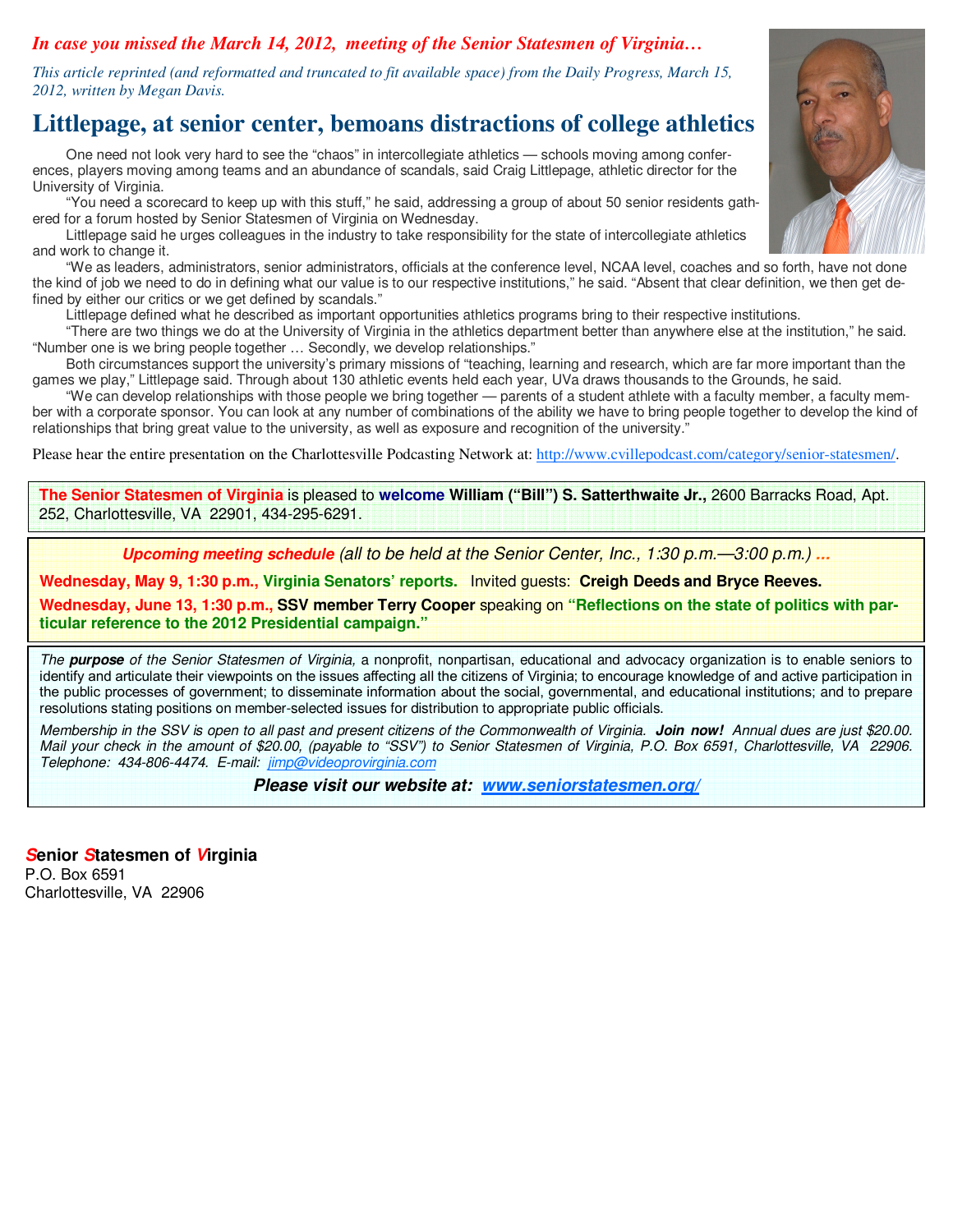*In case you missed the March 14, 2012, meeting of the Senior Statesmen of Virginia…*

*This article reprinted (and reformatted and truncated to fit available space) from the Daily Progress, March 15, 2012, written by Megan Davis.*

# Littlepage, at senior center, bemoans distractions of college athletics

One need not look very hard to see the "chaos" in intercollegiate athletics — schools moving among conferences, players moving among teams and an abundance of scandals, said Craig Littlepage, athletic director for the University of Virginia.

"You need a scorecard to keep up with this stuff," he said, addressing a group of about 50 senior residents gathered for a forum hosted by Senior Statesmen of Virginia on Wednesday.

Littlepage said he urges colleagues in the industry to take responsibility for the state of intercollegiate athletics and work to change it.

"We as leaders, administrators, senior administrators, officials at the conference level, NCAA level, coaches and so forth, have not done the kind of job we need to do in defining what our value is to our respective institutions," he said. "Absent that clear definition, we then get defined by either our critics or we get defined by scandals."

Littlepage defined what he described as important opportunities athletics programs bring to their respective institutions.

"There are two things we do at the University of Virginia in the athletics department better than anywhere else at the institution," he said. "Number one is we bring people together … Secondly, we develop relationships."

Both circumstances support the university's primary missions of "teaching, learning and research, which are far more important than the games we play," Littlepage said. Through about 130 athletic events held each year, UVa draws thousands to the Grounds, he said.

"We can develop relationships with those people we bring together — parents of a student athlete with a faculty member, a faculty member with a corporate sponsor. You can look at any number of combinations of the ability we have to bring people together to develop the kind of relationships that bring great value to the university, as well as exposure and recognition of the university."

Please hear the entire presentation on the Charlottesville Podcasting Network at: http://www.cvillepodcast.com/category/senior-statesmen/.

**The Senior Statesmen of Virginia** is pleased to **welcome William ("Bill") S. Satterthwaite Jr.,** 2600 Barracks Road, Apt. 252, Charlottesville, VA 22901, 434-295-6291.

***Upcoming meeting schedule*** *(all to be held at the Senior Center, Inc., 1:30 p.m.—3:00 p.m.) ...*

**Wednesday, May 9, 1:30 p.m., Virginia Senators' reports.** Invited guests: **Creigh Deeds and Bryce Reeves.**

**Wednesday, June 13, 1:30 p.m., SSV member Terry Cooper** speaking on **"Reflections on the state of politics with particular reference to the 2012 Presidential campaign."**

*The **purpose** of the Senior Statesmen of Virginia,* a nonprofit, nonpartisan, educational and advocacy organization is to enable seniors to identify and articulate their viewpoints on the issues affecting all the citizens of Virginia; to encourage knowledge of and active participation in the public processes of government; to disseminate information about the social, governmental, and educational institutions; and to prepare resolutions stating positions on member-selected issues for distribution to appropriate public officials.

*Membership in the SSV is open to all past and present citizens of the Commonwealth of Virginia. **Join now!** Annual dues are just $20.00. Mail your check in the amount of $20.00, (payable to "SSV") to Senior Statesmen of Virginia, P.O. Box 6591, Charlottesville, VA 22906. Telephone: 434-806-4474. E-mail: jimp@videoprovirginia.com*

***Please visit our website at: www.seniorstatesmen.org/***

**Senior Statesmen of Virginia**
P.O. Box 6591
Charlottesville, VA 22906